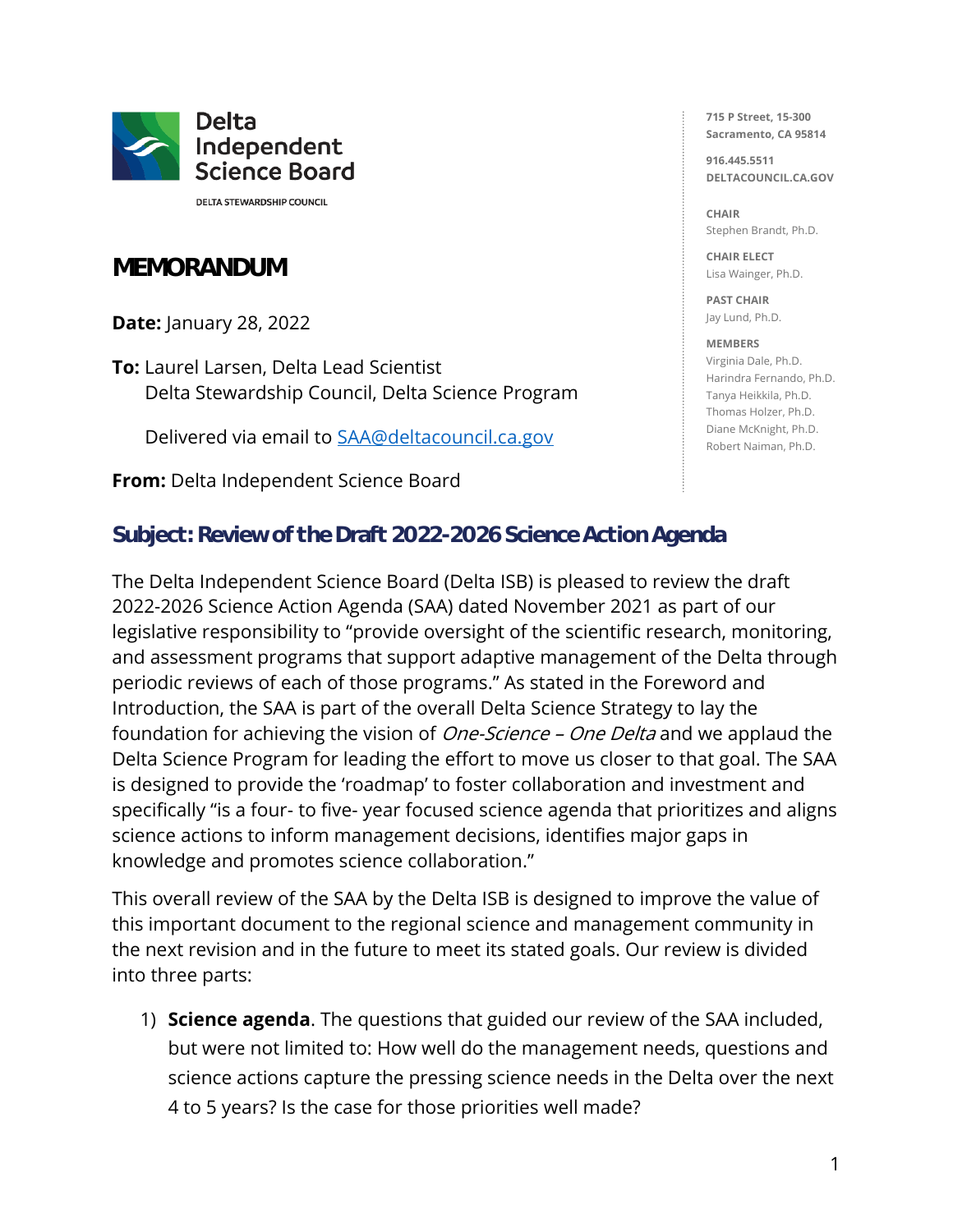Delta Independent Science Board

DELTA STEWARDSHIP COUNCIL

715 P Street, 15-300
Sacramento, CA 95814

916.445.5511
DELTACOUNCIL.CA.GOV

CHAIR
Stephen Brandt, Ph.D.

CHAIR ELECT
Lisa Wainger, Ph.D.

PAST CHAIR
Jay Lund, Ph.D.

MEMBERS
Virginia Dale, Ph.D.
Harindra Fernando, Ph.D.
Tanya Heikkila, Ph.D.
Thomas Holzer, Ph.D.
Diane McKnight, Ph.D.
Robert Naiman, Ph.D.

# MEMORANDUM

**Date:** January 28, 2022

**To:** Laurel Larsen, Delta Lead Scientist
Delta Stewardship Council, Delta Science Program

Delivered via email to SAA@deltacouncil.ca.gov

**From:** Delta Independent Science Board

## Subject: Review of the Draft 2022-2026 Science Action Agenda

The Delta Independent Science Board (Delta ISB) is pleased to review the draft 2022-2026 Science Action Agenda (SAA) dated November 2021 as part of our legislative responsibility to "provide oversight of the scientific research, monitoring, and assessment programs that support adaptive management of the Delta through periodic reviews of each of those programs." As stated in the Foreword and Introduction, the SAA is part of the overall Delta Science Strategy to lay the foundation for achieving the vision of *One-Science – One Delta* and we applaud the Delta Science Program for leading the effort to move us closer to that goal. The SAA is designed to provide the 'roadmap' to foster collaboration and investment and specifically "is a four- to five- year focused science agenda that prioritizes and aligns science actions to inform management decisions, identifies major gaps in knowledge and promotes science collaboration."

This overall review of the SAA by the Delta ISB is designed to improve the value of this important document to the regional science and management community in the next revision and in the future to meet its stated goals. Our review is divided into three parts:

1) **Science agenda**. The questions that guided our review of the SAA included, but were not limited to: How well do the management needs, questions and science actions capture the pressing science needs in the Delta over the next 4 to 5 years? Is the case for those priorities well made?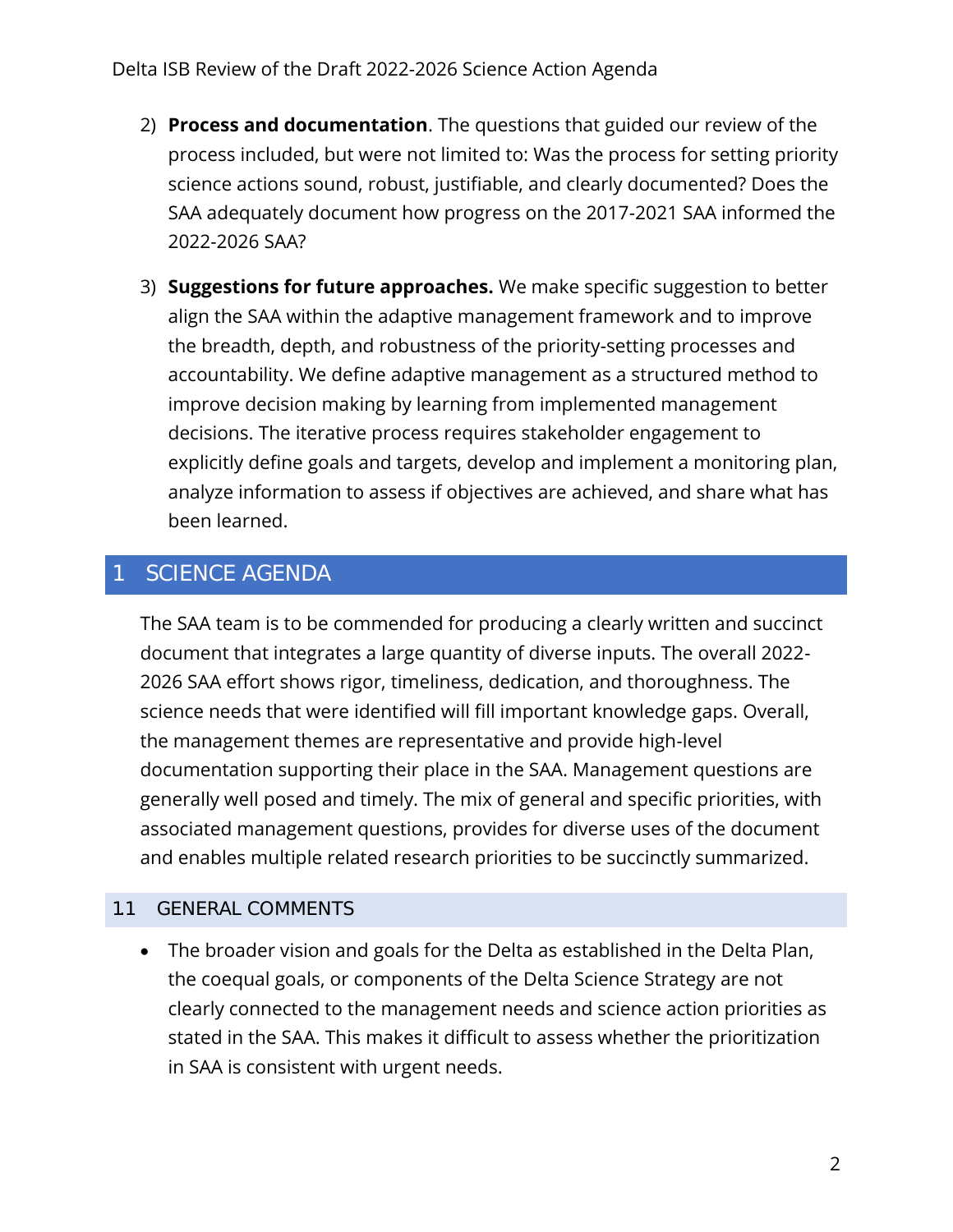2) **Process and documentation**. The questions that guided our review of the process included, but were not limited to: Was the process for setting priority science actions sound, robust, justifiable, and clearly documented? Does the SAA adequately document how progress on the 2017-2021 SAA informed the 2022-2026 SAA?

3) **Suggestions for future approaches.** We make specific suggestion to better align the SAA within the adaptive management framework and to improve the breadth, depth, and robustness of the priority-setting processes and accountability. We define adaptive management as a structured method to improve decision making by learning from implemented management decisions. The iterative process requires stakeholder engagement to explicitly define goals and targets, develop and implement a monitoring plan, analyze information to assess if objectives are achieved, and share what has been learned.

# 1 SCIENCE AGENDA

The SAA team is to be commended for producing a clearly written and succinct document that integrates a large quantity of diverse inputs. The overall 2022-2026 SAA effort shows rigor, timeliness, dedication, and thoroughness. The science needs that were identified will fill important knowledge gaps. Overall, the management themes are representative and provide high-level documentation supporting their place in the SAA. Management questions are generally well posed and timely. The mix of general and specific priorities, with associated management questions, provides for diverse uses of the document and enables multiple related research priorities to be succinctly summarized.

## 11 GENERAL COMMENTS

- The broader vision and goals for the Delta as established in the Delta Plan, the coequal goals, or components of the Delta Science Strategy are not clearly connected to the management needs and science action priorities as stated in the SAA. This makes it difficult to assess whether the prioritization in SAA is consistent with urgent needs.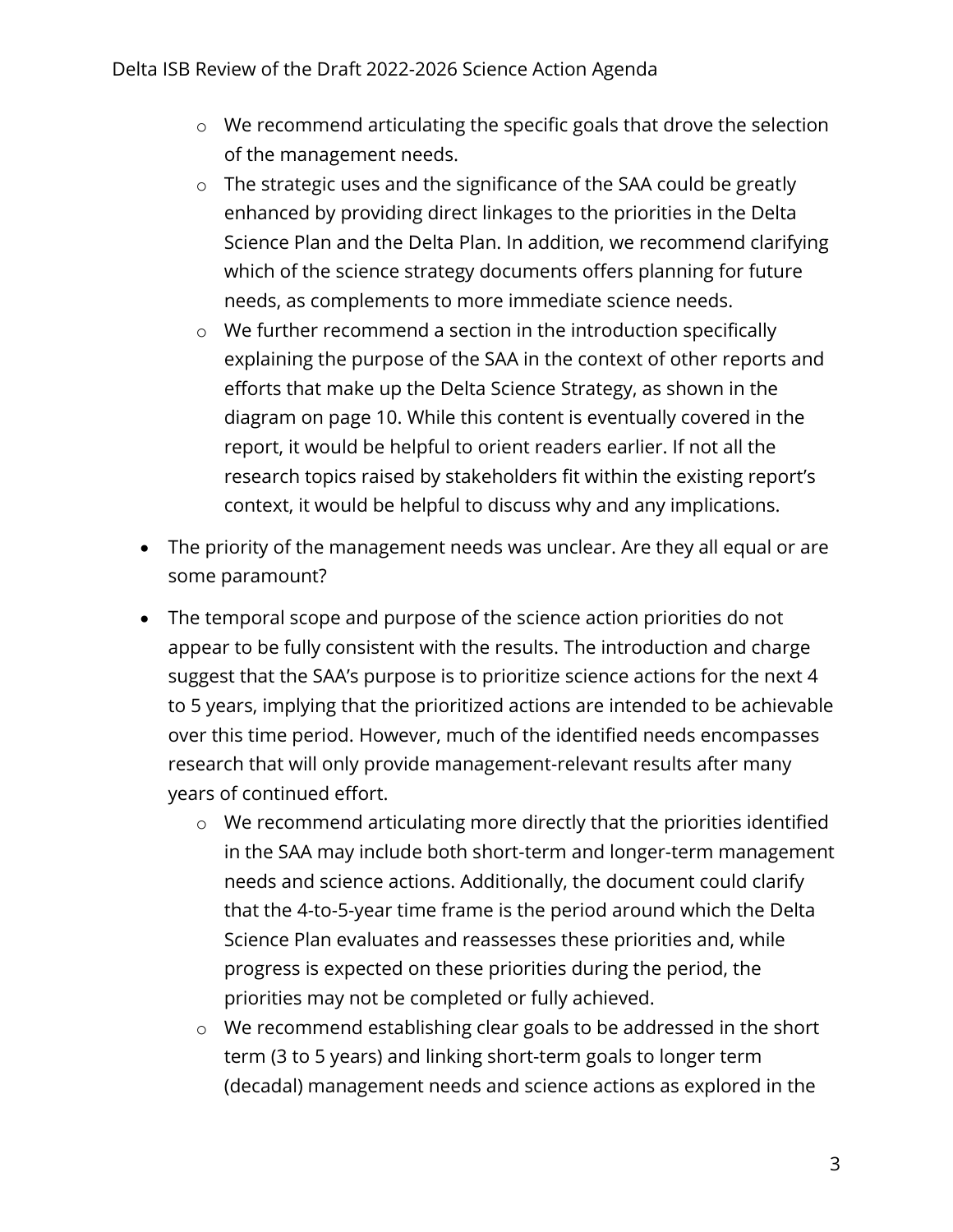- We recommend articulating the specific goals that drove the selection of the management needs.
  - The strategic uses and the significance of the SAA could be greatly enhanced by providing direct linkages to the priorities in the Delta Science Plan and the Delta Plan. In addition, we recommend clarifying which of the science strategy documents offers planning for future needs, as complements to more immediate science needs.
  - We further recommend a section in the introduction specifically explaining the purpose of the SAA in the context of other reports and efforts that make up the Delta Science Strategy, as shown in the diagram on page 10. While this content is eventually covered in the report, it would be helpful to orient readers earlier. If not all the research topics raised by stakeholders fit within the existing report's context, it would be helpful to discuss why and any implications.

- The priority of the management needs was unclear. Are they all equal or are some paramount?
- The temporal scope and purpose of the science action priorities do not appear to be fully consistent with the results. The introduction and charge suggest that the SAA's purpose is to prioritize science actions for the next 4 to 5 years, implying that the prioritized actions are intended to be achievable over this time period. However, much of the identified needs encompasses research that will only provide management-relevant results after many years of continued effort.
  - We recommend articulating more directly that the priorities identified in the SAA may include both short-term and longer-term management needs and science actions. Additionally, the document could clarify that the 4-to-5-year time frame is the period around which the Delta Science Plan evaluates and reassesses these priorities and, while progress is expected on these priorities during the period, the priorities may not be completed or fully achieved.
  - We recommend establishing clear goals to be addressed in the short term (3 to 5 years) and linking short-term goals to longer term (decadal) management needs and science actions as explored in the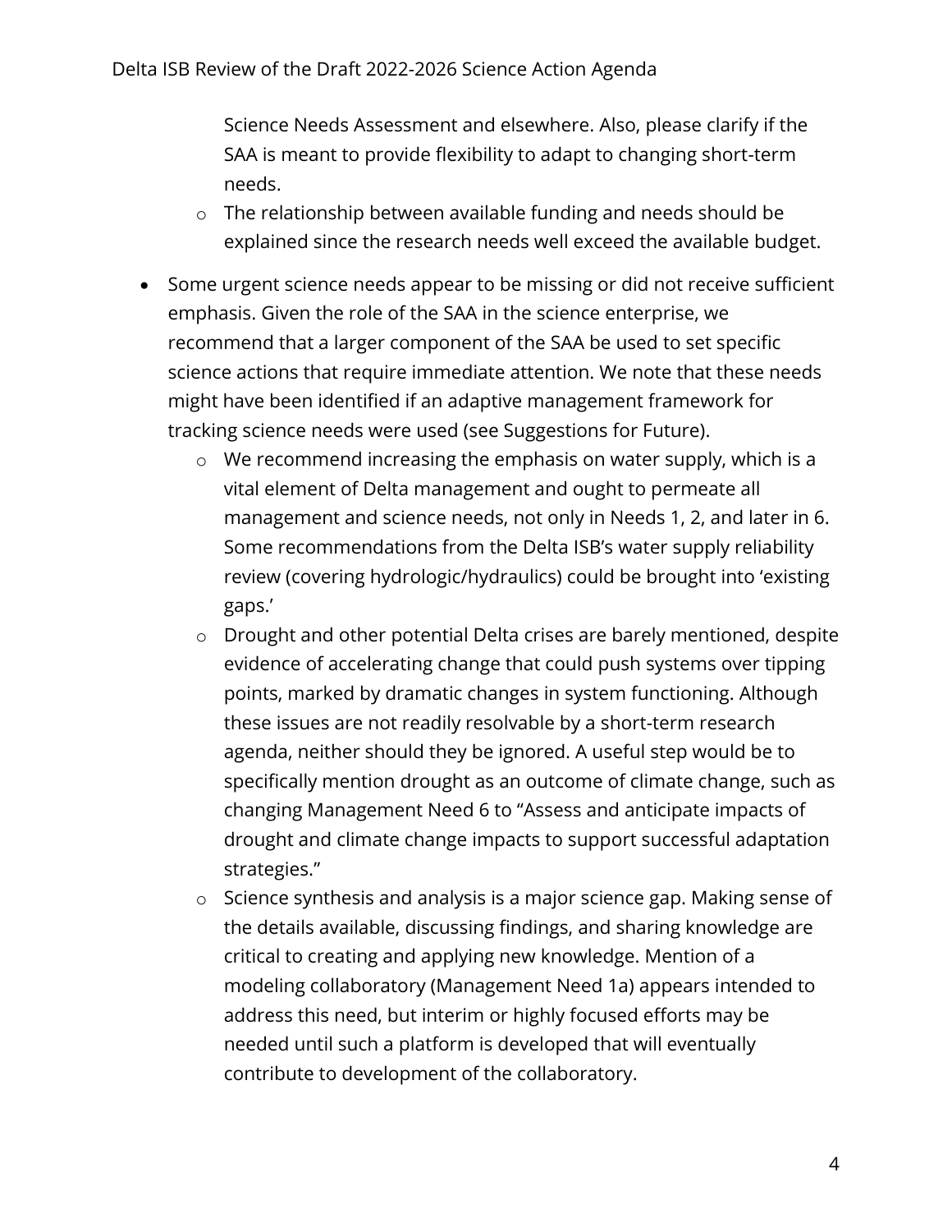Science Needs Assessment and elsewhere. Also, please clarify if the SAA is meant to provide flexibility to adapt to changing short-term needs.
  - The relationship between available funding and needs should be explained since the research needs well exceed the available budget.

- Some urgent science needs appear to be missing or did not receive sufficient emphasis. Given the role of the SAA in the science enterprise, we recommend that a larger component of the SAA be used to set specific science actions that require immediate attention. We note that these needs might have been identified if an adaptive management framework for tracking science needs were used (see Suggestions for Future).
  - We recommend increasing the emphasis on water supply, which is a vital element of Delta management and ought to permeate all management and science needs, not only in Needs 1, 2, and later in 6. Some recommendations from the Delta ISB's water supply reliability review (covering hydrologic/hydraulics) could be brought into 'existing gaps.'
  - Drought and other potential Delta crises are barely mentioned, despite evidence of accelerating change that could push systems over tipping points, marked by dramatic changes in system functioning. Although these issues are not readily resolvable by a short-term research agenda, neither should they be ignored. A useful step would be to specifically mention drought as an outcome of climate change, such as changing Management Need 6 to "Assess and anticipate impacts of drought and climate change impacts to support successful adaptation strategies."
  - Science synthesis and analysis is a major science gap. Making sense of the details available, discussing findings, and sharing knowledge are critical to creating and applying new knowledge. Mention of a modeling collaboratory (Management Need 1a) appears intended to address this need, but interim or highly focused efforts may be needed until such a platform is developed that will eventually contribute to development of the collaboratory.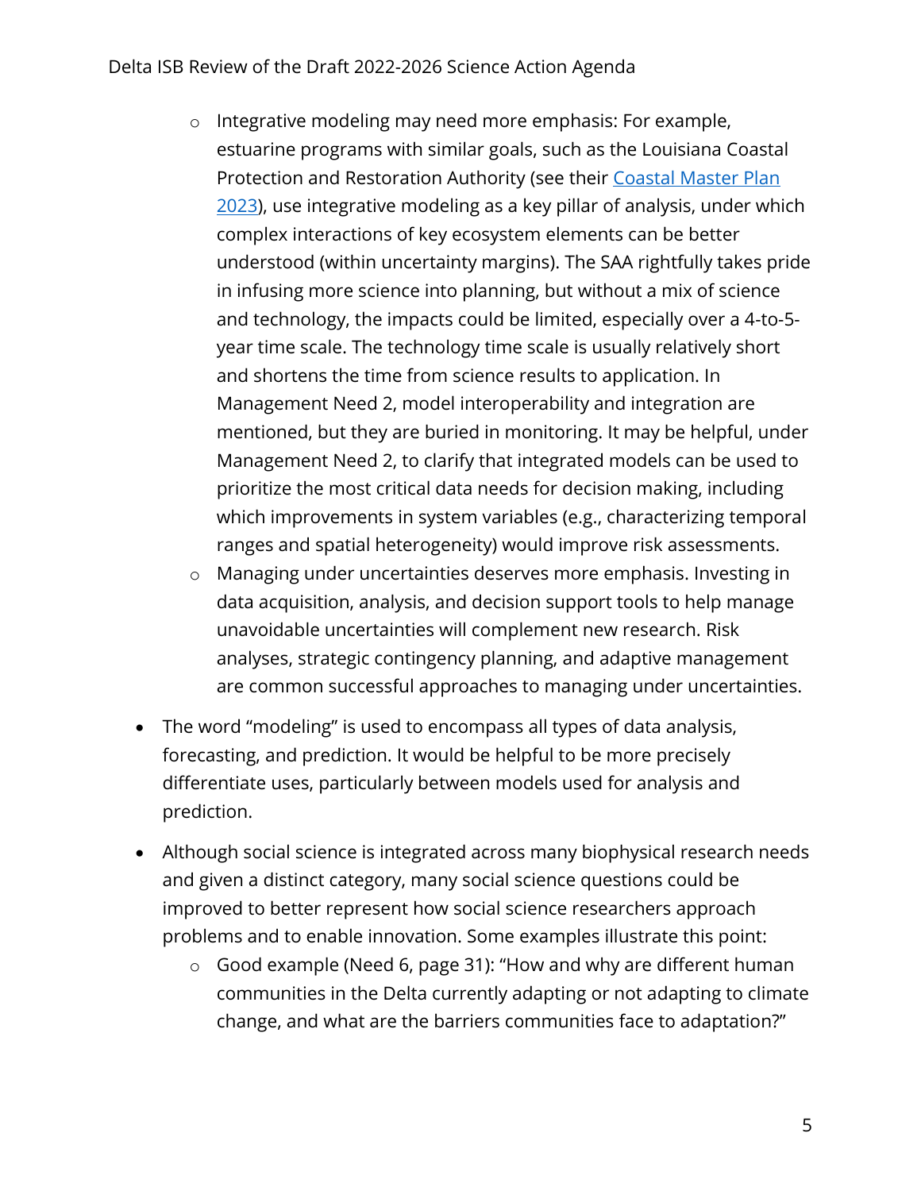- Integrative modeling may need more emphasis: For example, estuarine programs with similar goals, such as the Louisiana Coastal Protection and Restoration Authority (see their [Coastal Master Plan 2023](#)), use integrative modeling as a key pillar of analysis, under which complex interactions of key ecosystem elements can be better understood (within uncertainty margins). The SAA rightfully takes pride in infusing more science into planning, but without a mix of science and technology, the impacts could be limited, especially over a 4-to-5-year time scale. The technology time scale is usually relatively short and shortens the time from science results to application. In Management Need 2, model interoperability and integration are mentioned, but they are buried in monitoring. It may be helpful, under Management Need 2, to clarify that integrated models can be used to prioritize the most critical data needs for decision making, including which improvements in system variables (e.g., characterizing temporal ranges and spatial heterogeneity) would improve risk assessments.
    - Managing under uncertainties deserves more emphasis. Investing in data acquisition, analysis, and decision support tools to help manage unavoidable uncertainties will complement new research. Risk analyses, strategic contingency planning, and adaptive management are common successful approaches to managing under uncertainties.

- The word "modeling" is used to encompass all types of data analysis, forecasting, and prediction. It would be helpful to be more precisely differentiate uses, particularly between models used for analysis and prediction.

- Although social science is integrated across many biophysical research needs and given a distinct category, many social science questions could be improved to better represent how social science researchers approach problems and to enable innovation. Some examples illustrate this point:
    - Good example (Need 6, page 31): "How and why are different human communities in the Delta currently adapting or not adapting to climate change, and what are the barriers communities face to adaptation?"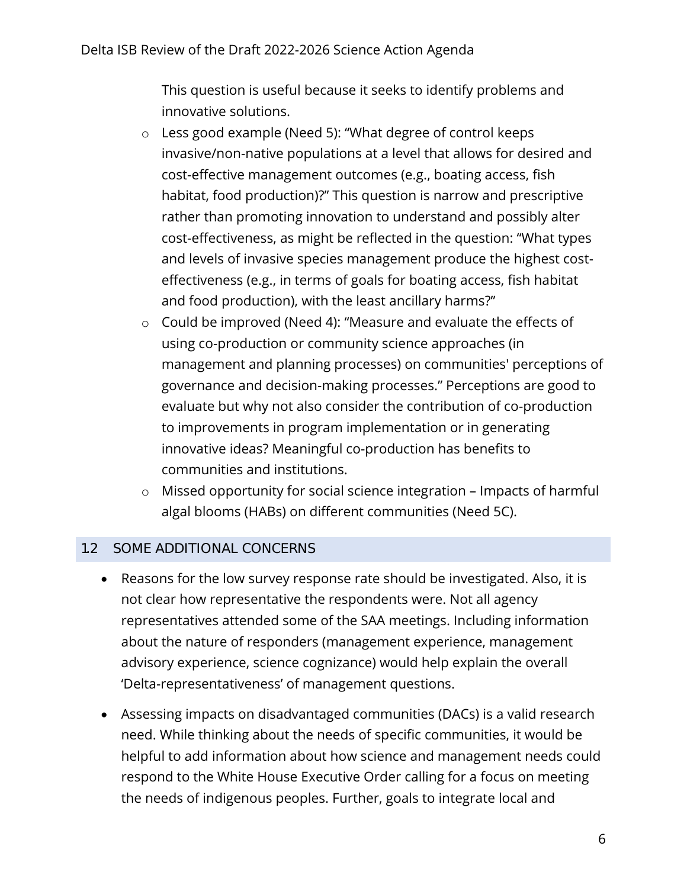This question is useful because it seeks to identify problems and innovative solutions.

  - Less good example (Need 5): "What degree of control keeps invasive/non-native populations at a level that allows for desired and cost-effective management outcomes (e.g., boating access, fish habitat, food production)?" This question is narrow and prescriptive rather than promoting innovation to understand and possibly alter cost-effectiveness, as might be reflected in the question: "What types and levels of invasive species management produce the highest cost-effectiveness (e.g., in terms of goals for boating access, fish habitat and food production), with the least ancillary harms?"
  - Could be improved (Need 4): "Measure and evaluate the effects of using co-production or community science approaches (in management and planning processes) on communities' perceptions of governance and decision-making processes." Perceptions are good to evaluate but why not also consider the contribution of co-production to improvements in program implementation or in generating innovative ideas? Meaningful co-production has benefits to communities and institutions.
  - Missed opportunity for social science integration – Impacts of harmful algal blooms (HABs) on different communities (Need 5C).

## 12 SOME ADDITIONAL CONCERNS

- Reasons for the low survey response rate should be investigated. Also, it is not clear how representative the respondents were. Not all agency representatives attended some of the SAA meetings. Including information about the nature of responders (management experience, management advisory experience, science cognizance) would help explain the overall 'Delta-representativeness' of management questions.

- Assessing impacts on disadvantaged communities (DACs) is a valid research need. While thinking about the needs of specific communities, it would be helpful to add information about how science and management needs could respond to the White House Executive Order calling for a focus on meeting the needs of indigenous peoples. Further, goals to integrate local and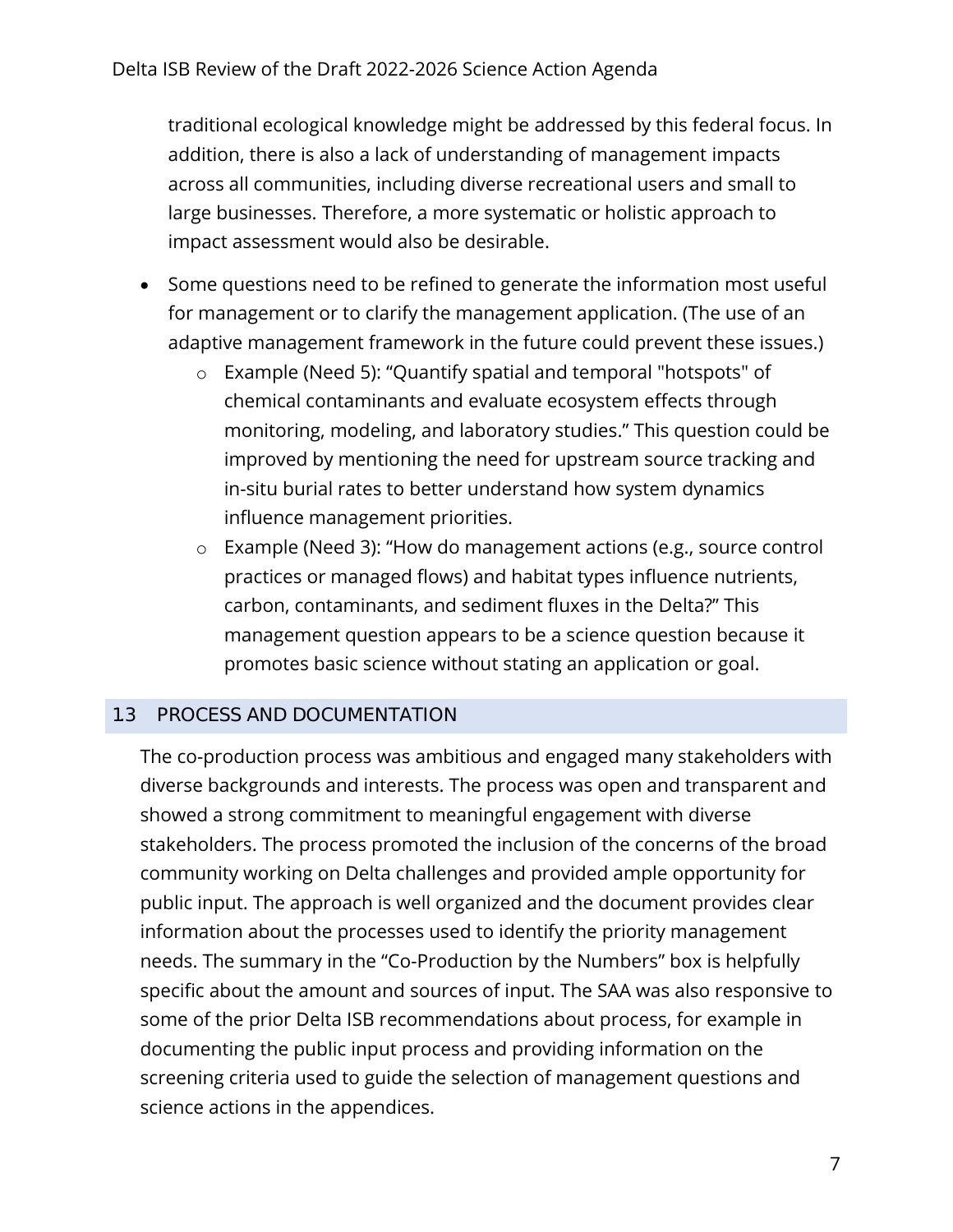traditional ecological knowledge might be addressed by this federal focus. In addition, there is also a lack of understanding of management impacts across all communities, including diverse recreational users and small to large businesses. Therefore, a more systematic or holistic approach to impact assessment would also be desirable.

- Some questions need to be refined to generate the information most useful for management or to clarify the management application. (The use of an adaptive management framework in the future could prevent these issues.)
  - Example (Need 5): “Quantify spatial and temporal "hotspots" of chemical contaminants and evaluate ecosystem effects through monitoring, modeling, and laboratory studies.” This question could be improved by mentioning the need for upstream source tracking and in-situ burial rates to better understand how system dynamics influence management priorities.
  - Example (Need 3): “How do management actions (e.g., source control practices or managed flows) and habitat types influence nutrients, carbon, contaminants, and sediment fluxes in the Delta?” This management question appears to be a science question because it promotes basic science without stating an application or goal.

## 13 PROCESS AND DOCUMENTATION

The co-production process was ambitious and engaged many stakeholders with diverse backgrounds and interests. The process was open and transparent and showed a strong commitment to meaningful engagement with diverse stakeholders. The process promoted the inclusion of the concerns of the broad community working on Delta challenges and provided ample opportunity for public input. The approach is well organized and the document provides clear information about the processes used to identify the priority management needs. The summary in the “Co-Production by the Numbers” box is helpfully specific about the amount and sources of input. The SAA was also responsive to some of the prior Delta ISB recommendations about process, for example in documenting the public input process and providing information on the screening criteria used to guide the selection of management questions and science actions in the appendices.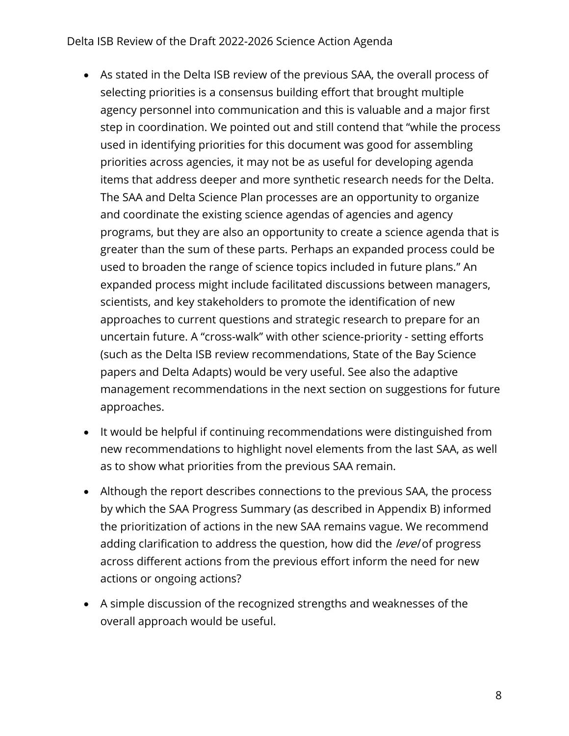- As stated in the Delta ISB review of the previous SAA, the overall process of selecting priorities is a consensus building effort that brought multiple agency personnel into communication and this is valuable and a major first step in coordination. We pointed out and still contend that "while the process used in identifying priorities for this document was good for assembling priorities across agencies, it may not be as useful for developing agenda items that address deeper and more synthetic research needs for the Delta. The SAA and Delta Science Plan processes are an opportunity to organize and coordinate the existing science agendas of agencies and agency programs, but they are also an opportunity to create a science agenda that is greater than the sum of these parts. Perhaps an expanded process could be used to broaden the range of science topics included in future plans." An expanded process might include facilitated discussions between managers, scientists, and key stakeholders to promote the identification of new approaches to current questions and strategic research to prepare for an uncertain future. A "cross-walk" with other science-priority - setting efforts (such as the Delta ISB review recommendations, State of the Bay Science papers and Delta Adapts) would be very useful. See also the adaptive management recommendations in the next section on suggestions for future approaches.

- It would be helpful if continuing recommendations were distinguished from new recommendations to highlight novel elements from the last SAA, as well as to show what priorities from the previous SAA remain.

- Although the report describes connections to the previous SAA, the process by which the SAA Progress Summary (as described in Appendix B) informed the prioritization of actions in the new SAA remains vague. We recommend adding clarification to address the question, how did the *level* of progress across different actions from the previous effort inform the need for new actions or ongoing actions?

- A simple discussion of the recognized strengths and weaknesses of the overall approach would be useful.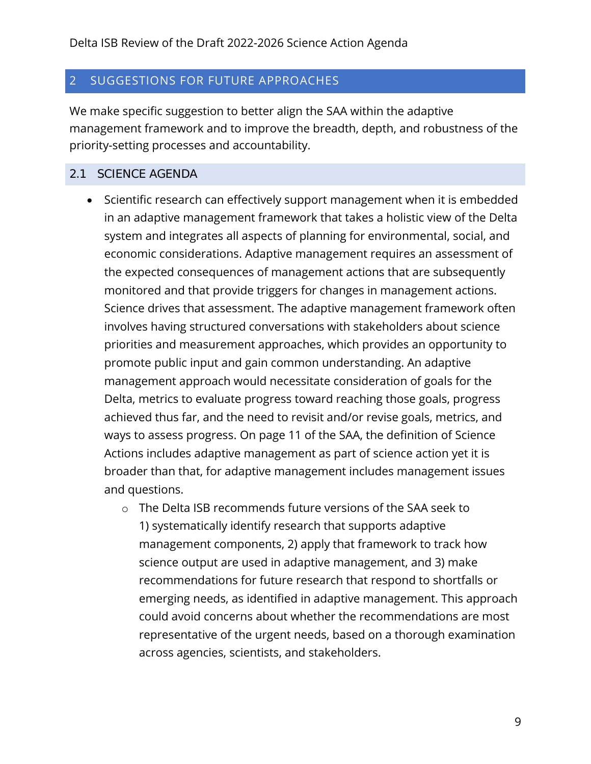## 2 SUGGESTIONS FOR FUTURE APPROACHES

We make specific suggestion to better align the SAA within the adaptive management framework and to improve the breadth, depth, and robustness of the priority-setting processes and accountability.

### 2.1 SCIENCE AGENDA

- Scientific research can effectively support management when it is embedded in an adaptive management framework that takes a holistic view of the Delta system and integrates all aspects of planning for environmental, social, and economic considerations. Adaptive management requires an assessment of the expected consequences of management actions that are subsequently monitored and that provide triggers for changes in management actions. Science drives that assessment. The adaptive management framework often involves having structured conversations with stakeholders about science priorities and measurement approaches, which provides an opportunity to promote public input and gain common understanding. An adaptive management approach would necessitate consideration of goals for the Delta, metrics to evaluate progress toward reaching those goals, progress achieved thus far, and the need to revisit and/or revise goals, metrics, and ways to assess progress. On page 11 of the SAA, the definition of Science Actions includes adaptive management as part of science action yet it is broader than that, for adaptive management includes management issues and questions.
  - The Delta ISB recommends future versions of the SAA seek to 1) systematically identify research that supports adaptive management components, 2) apply that framework to track how science output are used in adaptive management, and 3) make recommendations for future research that respond to shortfalls or emerging needs, as identified in adaptive management. This approach could avoid concerns about whether the recommendations are most representative of the urgent needs, based on a thorough examination across agencies, scientists, and stakeholders.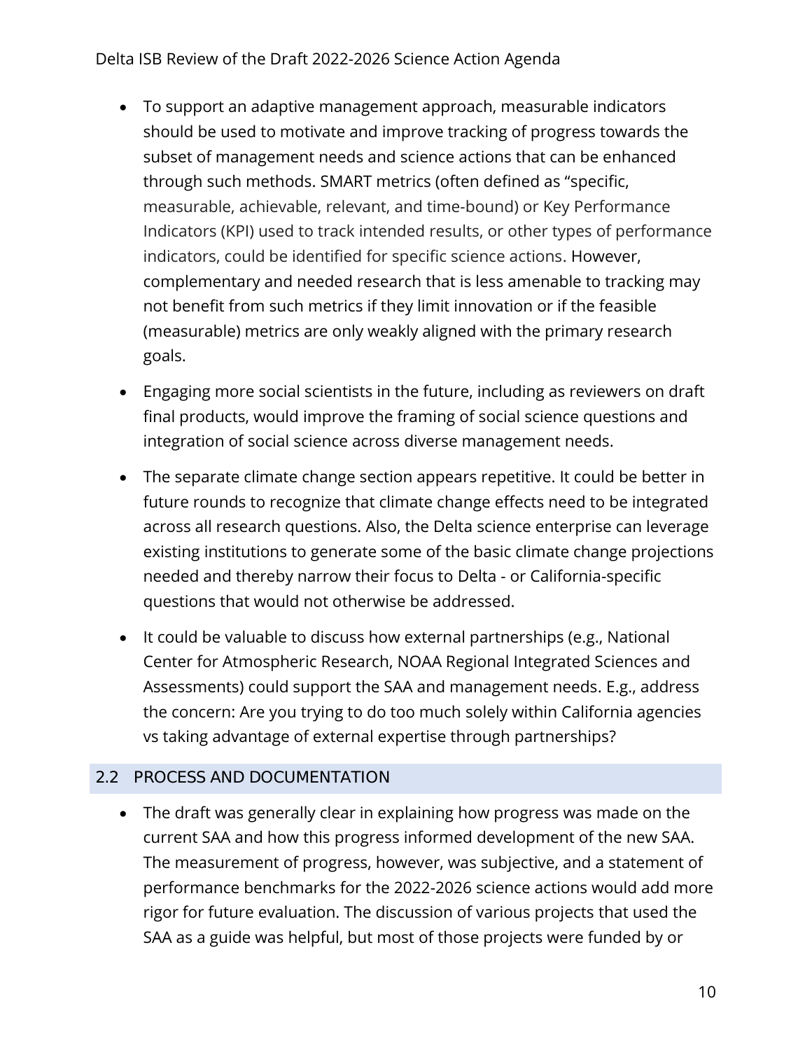- To support an adaptive management approach, measurable indicators should be used to motivate and improve tracking of progress towards the subset of management needs and science actions that can be enhanced through such methods. SMART metrics (often defined as "specific, measurable, achievable, relevant, and time-bound) or Key Performance Indicators (KPI) used to track intended results, or other types of performance indicators, could be identified for specific science actions. However, complementary and needed research that is less amenable to tracking may not benefit from such metrics if they limit innovation or if the feasible (measurable) metrics are only weakly aligned with the primary research goals.

- Engaging more social scientists in the future, including as reviewers on draft final products, would improve the framing of social science questions and integration of social science across diverse management needs.

- The separate climate change section appears repetitive. It could be better in future rounds to recognize that climate change effects need to be integrated across all research questions. Also, the Delta science enterprise can leverage existing institutions to generate some of the basic climate change projections needed and thereby narrow their focus to Delta - or California-specific questions that would not otherwise be addressed.

- It could be valuable to discuss how external partnerships (e.g., National Center for Atmospheric Research, NOAA Regional Integrated Sciences and Assessments) could support the SAA and management needs. E.g., address the concern: Are you trying to do too much solely within California agencies vs taking advantage of external expertise through partnerships?

## 2.2 PROCESS AND DOCUMENTATION

- The draft was generally clear in explaining how progress was made on the current SAA and how this progress informed development of the new SAA. The measurement of progress, however, was subjective, and a statement of performance benchmarks for the 2022-2026 science actions would add more rigor for future evaluation. The discussion of various projects that used the SAA as a guide was helpful, but most of those projects were funded by or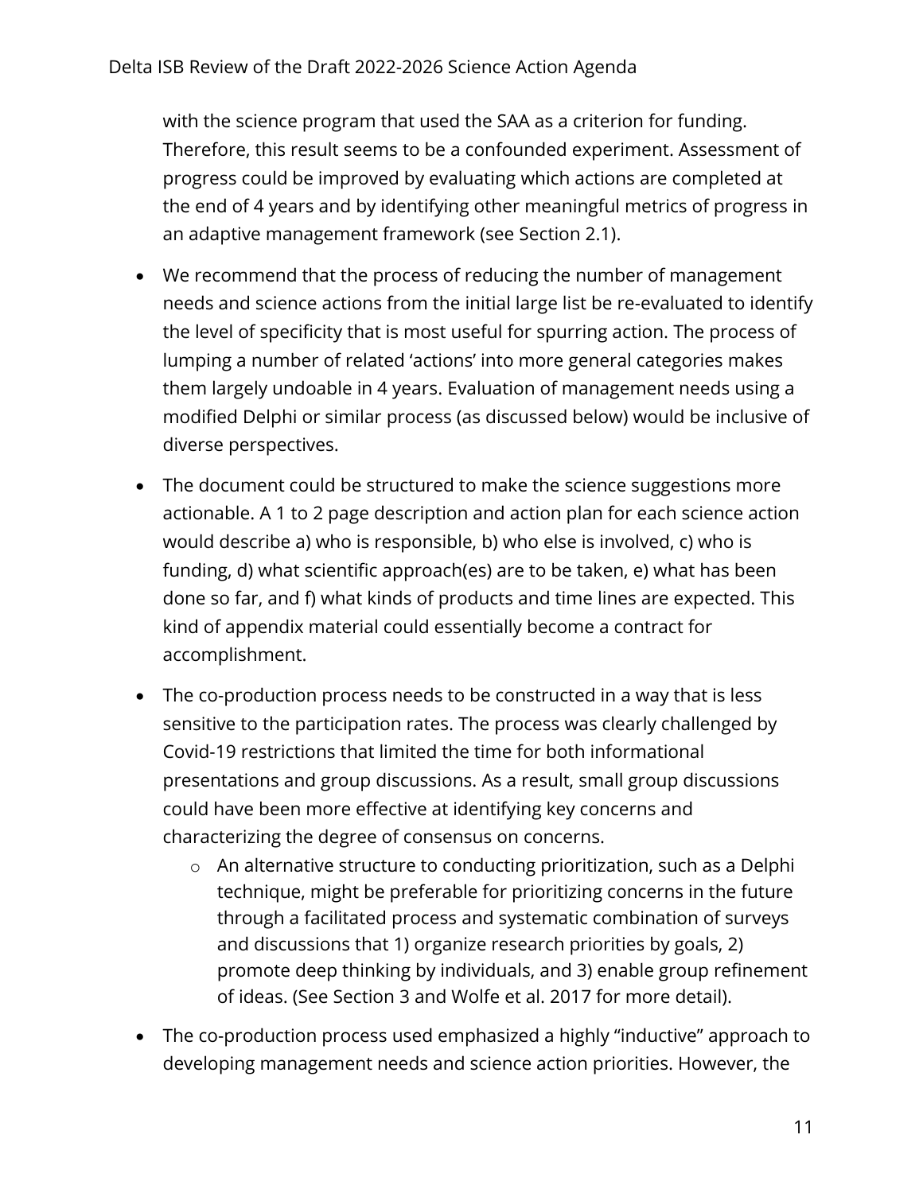with the science program that used the SAA as a criterion for funding. Therefore, this result seems to be a confounded experiment. Assessment of progress could be improved by evaluating which actions are completed at the end of 4 years and by identifying other meaningful metrics of progress in an adaptive management framework (see Section 2.1).

- We recommend that the process of reducing the number of management needs and science actions from the initial large list be re-evaluated to identify the level of specificity that is most useful for spurring action. The process of lumping a number of related 'actions' into more general categories makes them largely undoable in 4 years. Evaluation of management needs using a modified Delphi or similar process (as discussed below) would be inclusive of diverse perspectives.
- The document could be structured to make the science suggestions more actionable. A 1 to 2 page description and action plan for each science action would describe a) who is responsible, b) who else is involved, c) who is funding, d) what scientific approach(es) are to be taken, e) what has been done so far, and f) what kinds of products and time lines are expected. This kind of appendix material could essentially become a contract for accomplishment.
- The co-production process needs to be constructed in a way that is less sensitive to the participation rates. The process was clearly challenged by Covid-19 restrictions that limited the time for both informational presentations and group discussions. As a result, small group discussions could have been more effective at identifying key concerns and characterizing the degree of consensus on concerns.
    - An alternative structure to conducting prioritization, such as a Delphi technique, might be preferable for prioritizing concerns in the future through a facilitated process and systematic combination of surveys and discussions that 1) organize research priorities by goals, 2) promote deep thinking by individuals, and 3) enable group refinement of ideas. (See Section 3 and Wolfe et al. 2017 for more detail).
- The co-production process used emphasized a highly "inductive" approach to developing management needs and science action priorities. However, the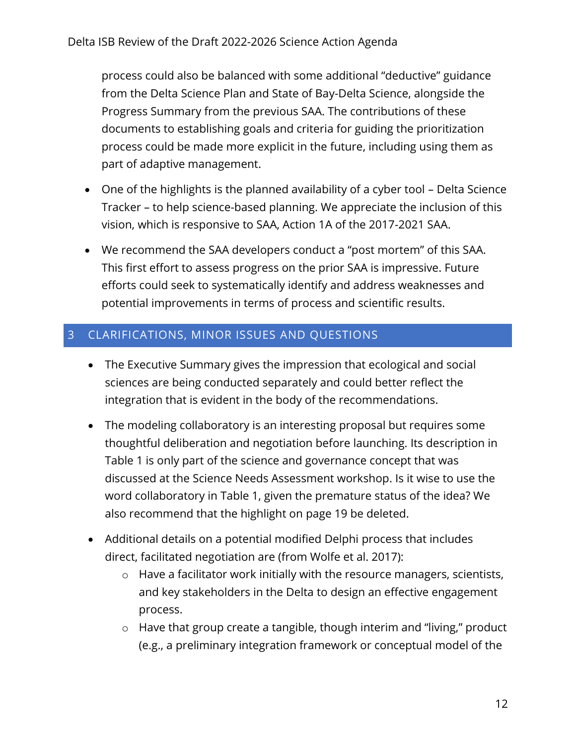process could also be balanced with some additional "deductive" guidance from the Delta Science Plan and State of Bay-Delta Science, alongside the Progress Summary from the previous SAA. The contributions of these documents to establishing goals and criteria for guiding the prioritization process could be made more explicit in the future, including using them as part of adaptive management.

- One of the highlights is the planned availability of a cyber tool – Delta Science Tracker – to help science-based planning. We appreciate the inclusion of this vision, which is responsive to SAA, Action 1A of the 2017-2021 SAA.
- We recommend the SAA developers conduct a "post mortem" of this SAA. This first effort to assess progress on the prior SAA is impressive. Future efforts could seek to systematically identify and address weaknesses and potential improvements in terms of process and scientific results.

## 3 CLARIFICATIONS, MINOR ISSUES AND QUESTIONS

- The Executive Summary gives the impression that ecological and social sciences are being conducted separately and could better reflect the integration that is evident in the body of the recommendations.
- The modeling collaboratory is an interesting proposal but requires some thoughtful deliberation and negotiation before launching. Its description in Table 1 is only part of the science and governance concept that was discussed at the Science Needs Assessment workshop. Is it wise to use the word collaboratory in Table 1, given the premature status of the idea? We also recommend that the highlight on page 19 be deleted.
- Additional details on a potential modified Delphi process that includes direct, facilitated negotiation are (from Wolfe et al. 2017):
  - Have a facilitator work initially with the resource managers, scientists, and key stakeholders in the Delta to design an effective engagement process.
  - Have that group create a tangible, though interim and "living," product (e.g., a preliminary integration framework or conceptual model of the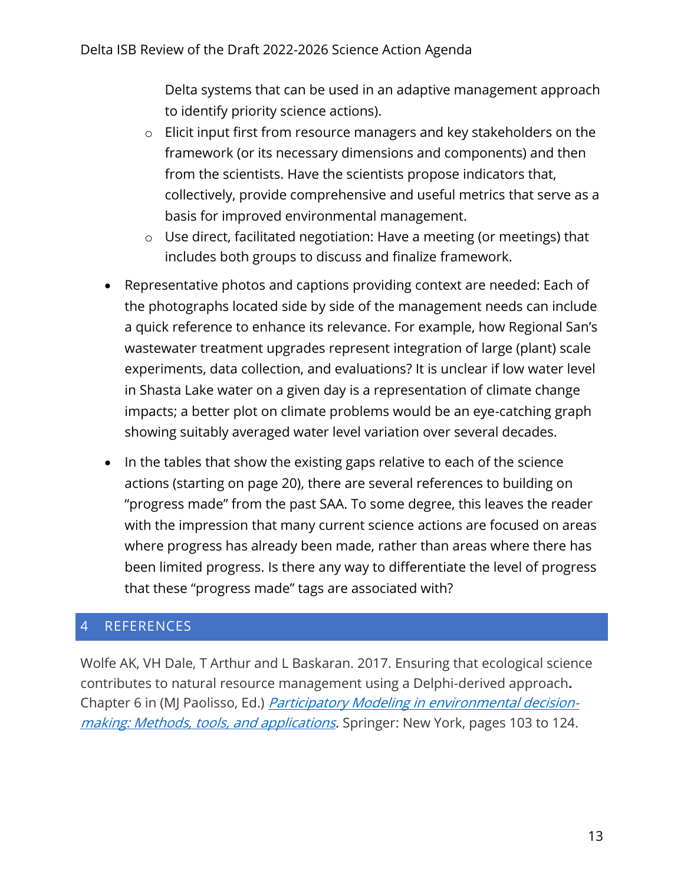Delta systems that can be used in an adaptive management approach to identify priority science actions).

  - Elicit input first from resource managers and key stakeholders on the framework (or its necessary dimensions and components) and then from the scientists. Have the scientists propose indicators that, collectively, provide comprehensive and useful metrics that serve as a basis for improved environmental management.
  - Use direct, facilitated negotiation: Have a meeting (or meetings) that includes both groups to discuss and finalize framework.

- Representative photos and captions providing context are needed: Each of the photographs located side by side of the management needs can include a quick reference to enhance its relevance. For example, how Regional San's wastewater treatment upgrades represent integration of large (plant) scale experiments, data collection, and evaluations? It is unclear if low water level in Shasta Lake water on a given day is a representation of climate change impacts; a better plot on climate problems would be an eye-catching graph showing suitably averaged water level variation over several decades.

- In the tables that show the existing gaps relative to each of the science actions (starting on page 20), there are several references to building on "progress made" from the past SAA. To some degree, this leaves the reader with the impression that many current science actions are focused on areas where progress has already been made, rather than areas where there has been limited progress. Is there any way to differentiate the level of progress that these "progress made" tags are associated with?

## 4 REFERENCES

Wolfe AK, VH Dale, T Arthur and L Baskaran. 2017. Ensuring that ecological science contributes to natural resource management using a Delphi-derived approach**.** Chapter 6 in (MJ Paolisso, Ed.) *Participatory Modeling in environmental decision-making: Methods, tools, and applications*. Springer: New York, pages 103 to 124.